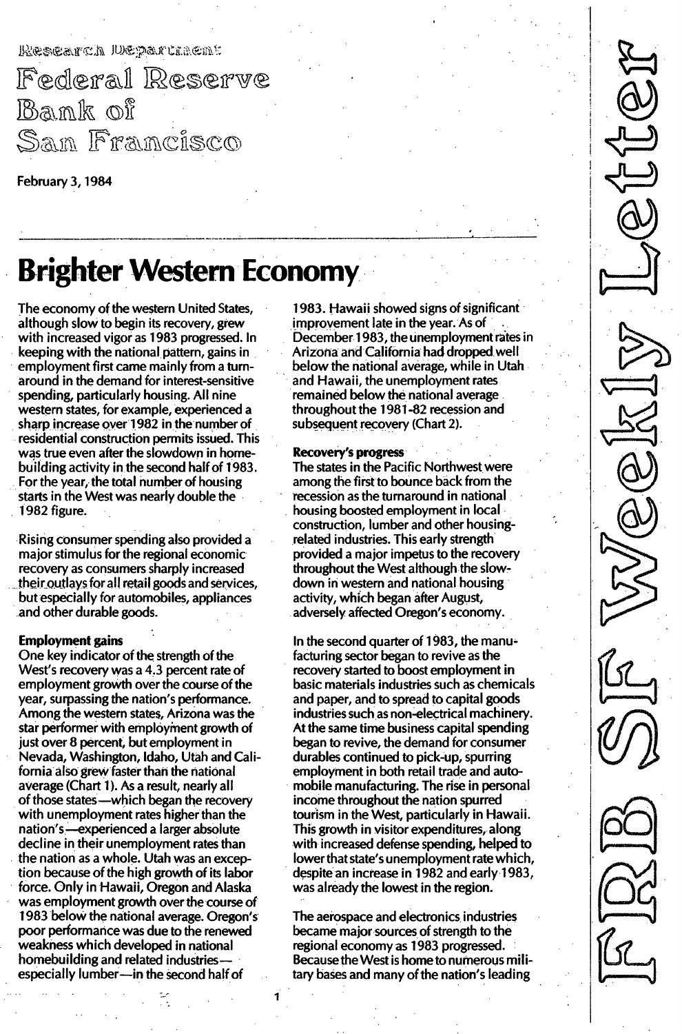Research Department
Federal Reserve
Bank of
San Francisco

February 3, 1984

FRB SF Weekly Letter

# Brighter Western Economy

The economy of the western United States, although slow to begin its recovery, grew with increased vigor as 1983 progressed. In keeping with the national pattern, gains in employment first came mainly from a turnaround in the demand for interest-sensitive spending, particularly housing. All nine western states, for example, experienced a sharp increase over 1982 in the number of residential construction permits issued. This was true even after the slowdown in homebuilding activity in the second half of 1983. For the year, the total number of housing starts in the West was nearly double the 1982 figure.

Rising consumer spending also provided a major stimulus for the regional economic recovery as consumers sharply increased their outlays for all retail goods and services, but especially for automobiles, appliances and other durable goods.

**Employment gains**

One key indicator of the strength of the West's recovery was a 4.3 percent rate of employment growth over the course of the year, surpassing the nation's performance. Among the western states, Arizona was the star performer with employment growth of just over 8 percent, but employment in Nevada, Washington, Idaho, Utah and California also grew faster than the national average (Chart 1). As a result, nearly all of those states—which began the recovery with unemployment rates higher than the nation's—experienced a larger absolute decline in their unemployment rates than the nation as a whole. Utah was an exception because of the high growth of its labor force. Only in Hawaii, Oregon and Alaska was employment growth over the course of 1983 below the national average. Oregon's poor performance was due to the renewed weakness which developed in national homebuilding and related industries—especially lumber—in the second half of 1983. Hawaii showed signs of significant improvement late in the year. As of December 1983, the unemployment rates in Arizona and California had dropped well below the national average, while in Utah and Hawaii, the unemployment rates remained below the national average throughout the 1981-82 recession and subsequent recovery (Chart 2).

**Recovery's progress**

The states in the Pacific Northwest were among the first to bounce back from the recession as the turnaround in national housing boosted employment in local construction, lumber and other housing-related industries. This early strength provided a major impetus to the recovery throughout the West although the slowdown in western and national housing activity, which began after August, adversely affected Oregon's economy.

In the second quarter of 1983, the manufacturing sector began to revive as the recovery started to boost employment in basic materials industries such as chemicals and paper, and to spread to capital goods industries such as non-electrical machinery. At the same time business capital spending began to revive, the demand for consumer durables continued to pick-up, spurring employment in both retail trade and automobile manufacturing. The rise in personal income throughout the nation spurred tourism in the West, particularly in Hawaii. This growth in visitor expenditures, along with increased defense spending, helped to lower that state's unemployment rate which, despite an increase in 1982 and early 1983, was already the lowest in the region.

The aerospace and electronics industries became major sources of strength to the regional economy as 1983 progressed. Because the West is home to numerous military bases and many of the nation's leading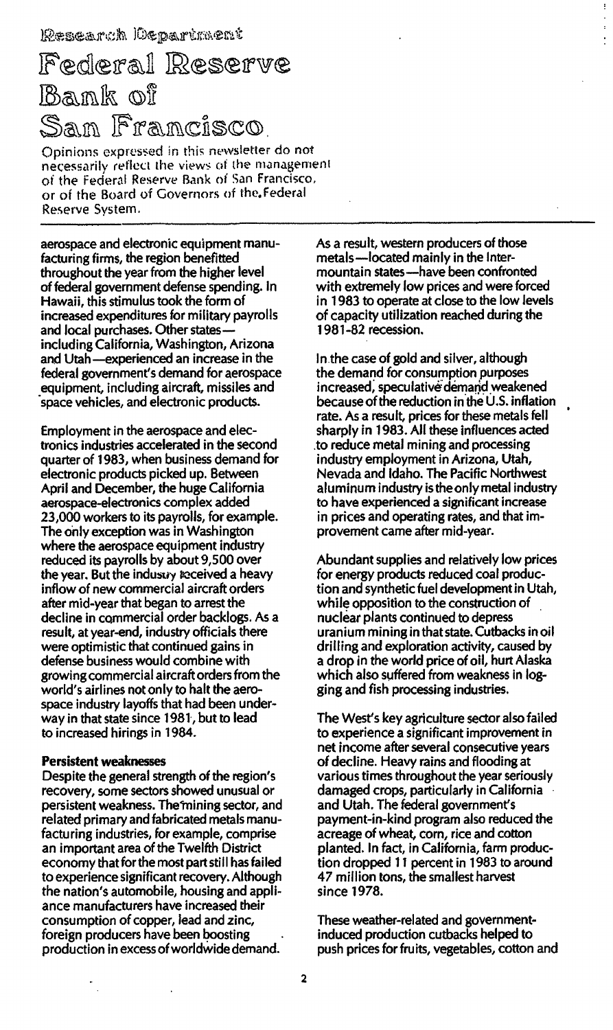Research Department

# Federal Reserve Bank of San Francisco

Opinions expressed in this newsletter do not necessarily reflect the views of the management of the Federal Reserve Bank of San Francisco, or of the Board of Governors of the Federal Reserve System.

aerospace and electronic equipment manufacturing firms, the region benefitted throughout the year from the higher level of federal government defense spending. In Hawaii, this stimulus took the form of increased expenditures for military payrolls and local purchases. Other states—including California, Washington, Arizona and Utah—experienced an increase in the federal government's demand for aerospace equipment, including aircraft, missiles and space vehicles, and electronic products.

Employment in the aerospace and electronics industries accelerated in the second quarter of 1983, when business demand for electronic products picked up. Between April and December, the huge California aerospace-electronics complex added 23,000 workers to its payrolls, for example. The only exception was in Washington where the aerospace equipment industry reduced its payrolls by about 9,500 over the year. But the industry received a heavy inflow of new commercial aircraft orders after mid-year that began to arrest the decline in commercial order backlogs. As a result, at year-end, industry officials there were optimistic that continued gains in defense business would combine with growing commercial aircraft orders from the world's airlines not only to halt the aerospace industry layoffs that had been underway in that state since 1981, but to lead to increased hirings in 1984.

**Persistent weaknesses**

Despite the general strength of the region's recovery, some sectors showed unusual or persistent weakness. The mining sector, and related primary and fabricated metals manufacturing industries, for example, comprise an important area of the Twelfth District economy that for the most part still has failed to experience significant recovery. Although the nation's automobile, housing and appliance manufacturers have increased their consumption of copper, lead and zinc, foreign producers have been boosting production in excess of worldwide demand. As a result, western producers of those metals—located mainly in the Intermountain states—have been confronted with extremely low prices and were forced in 1983 to operate at close to the low levels of capacity utilization reached during the 1981-82 recession.

In the case of gold and silver, although the demand for consumption purposes increased, speculative demand weakened because of the reduction in the U.S. inflation rate. As a result, prices for these metals fell sharply in 1983. All these influences acted to reduce metal mining and processing industry employment in Arizona, Utah, Nevada and Idaho. The Pacific Northwest aluminum industry is the only metal industry to have experienced a significant increase in prices and operating rates, and that improvement came after mid-year.

Abundant supplies and relatively low prices for energy products reduced coal production and synthetic fuel development in Utah, while opposition to the construction of nuclear plants continued to depress uranium mining in that state. Cutbacks in oil drilling and exploration activity, caused by a drop in the world price of oil, hurt Alaska which also suffered from weakness in logging and fish processing industries.

The West's key agriculture sector also failed to experience a significant improvement in net income after several consecutive years of decline. Heavy rains and flooding at various times throughout the year seriously damaged crops, particularly in California and Utah. The federal government's payment-in-kind program also reduced the acreage of wheat, corn, rice and cotton planted. In fact, in California, farm production dropped 11 percent in 1983 to around 47 million tons, the smallest harvest since 1978.

These weather-related and government-induced production cutbacks helped to push prices for fruits, vegetables, cotton and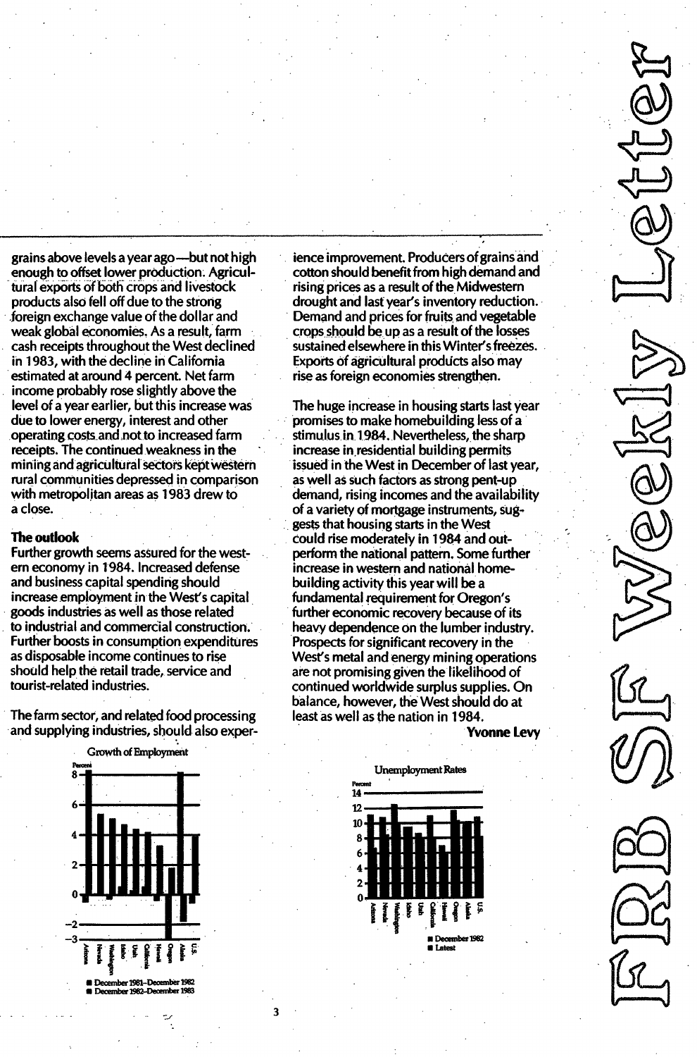grains above levels a year ago—but not high enough to offset lower production. Agricultural exports of both crops and livestock products also fell off due to the strong foreign exchange value of the dollar and weak global economies. As a result, farm cash receipts throughout the West declined in 1983, with the decline in California estimated at around 4 percent. Net farm income probably rose slightly above the level of a year earlier, but this increase was due to lower energy, interest and other operating costs and not to increased farm receipts. The continued weakness in the mining and agricultural sectors kept western rural communities depressed in comparison with metropolitan areas as 1983 drew to a close.

**The outlook**

Further growth seems assured for the western economy in 1984. Increased defense and business capital spending should increase employment in the West's capital goods industries as well as those related to industrial and commercial construction. Further boosts in consumption expenditures as disposable income continues to rise should help the retail trade, service and tourist-related industries.

The farm sector, and related food processing and supplying industries, should also experience improvement. Producers of grains and cotton should benefit from high demand and rising prices as a result of the Midwestern drought and last year's inventory reduction. Demand and prices for fruits and vegetable crops should be up as a result of the losses sustained elsewhere in this Winter's freezes. Exports of agricultural products also may rise as foreign economies strengthen.

The huge increase in housing starts last year promises to make homebuilding less of a stimulus in 1984. Nevertheless, the sharp increase in residential building permits issued in the West in December of last year, as well as such factors as strong pent-up demand, rising incomes and the availability of a variety of mortgage instruments, suggests that housing starts in the West could rise moderately in 1984 and outperform the national pattern. Some further increase in western and national homebuilding activity this year will be a fundamental requirement for Oregon's further economic recovery because of its heavy dependence on the lumber industry. Prospects for significant recovery in the West's metal and energy mining operations are not promising given the likelihood of continued worldwide surplus supplies. On balance, however, the West should do at least as well as the nation in 1984.

**Yvonne Levy**

Growth of Employment

Percent

Arizona, Nevada, Washington, Idaho, Utah, California, Hawaii, Oregon, Alaska, U.S.

■ December 1981–December 1982
■ December 1982–December 1983

Unemployment Rates

Percent

Arizona, Nevada, Washington, Idaho, Utah, California, Hawaii, Oregon, Alaska, U.S.

■ December 1982
■ Latest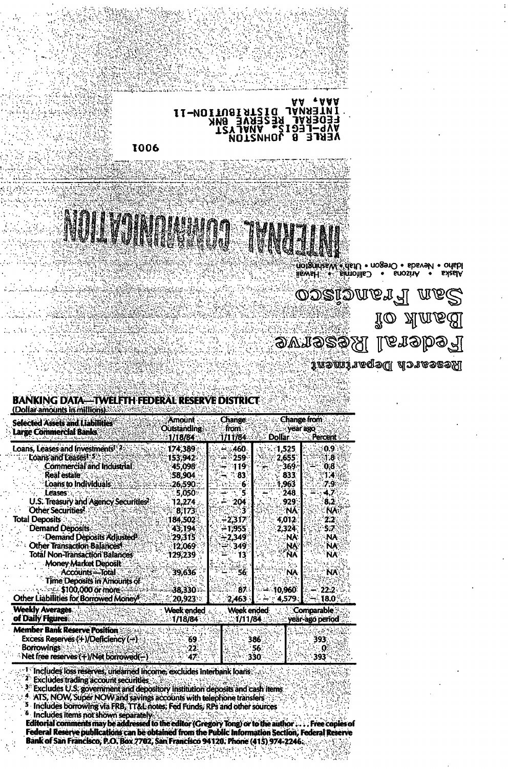VERLE B JOHNSTON
AVP-LEGIS. ANALYST
FEDERAL RESERVE BNK
INTERNAL DISTRIBUTION-11
AAA, AA

1006

# INTERNAL COMMUNICATION

Research Department

Federal Reserve Bank of San Francisco

Alaska • Arizona • California • Hawaii
Idaho • Nevada • Oregon • Utah • Washington

## BANKING DATA—TWELFTH FEDERAL RESERVE DISTRICT

(Dollar amounts in millions)

| Selected Assets and Liabilities Large Commercial Banks | Amount Outstanding 1/18/84 | Change from 1/11/84 | Change from year ago | |
|---|---|---|---|---|
| | | | Dollar | Percent |
| Loans, Leases and Investments[1,2] | 174,389 | − 460 | 1,525 | 0.9 |
| Loans and Leases[1,5] | 153,942 | − 259 | 2,655 | 1.8 |
| Commercial and Industrial | 45,098 | − 119 | − 369 | − 0.8 |
| Real estate | 58,904 | − 83 | 833 | 1.4 |
| Loans to Individuals | 26,590 | 6 | 1,963 | 7.9 |
| Leases | 5,050 | − 5 | − 248 | − 4.7 |
| U.S. Treasury and Agency Securities[2] | 12,274 | − 204 | 929 | 8.2 |
| Other Securities[2] | 8,173 | 3 | NA | NA |
| Total Deposits | 184,502 | −2,317 | 4,012 | 2.2 |
| Demand Deposits | 43,194 | −1,955 | 2,324 | 5.7 |
| Demand Deposits Adjusted[3] | 29,315 | −2,349 | NA | NA |
| Other Transaction Balances[4] | 12,069 | − 349 | NA | NA |
| Total Non-Transaction Balances | 129,239 | − 13 | NA | NA |
| Money Market Deposit Accounts—Total | 39,636 | − 56 | NA | NA |
| Time Deposits in Amounts of $100,000 or more | 38,330 | 87 | − 10,960 | − 22.2 |
| Other Liabilities for Borrowed Money[6] | 20,923 | 2,463 | − 4,579 | − 18.0 |

| Weekly Averages of Daily Figures | Week ended 1/18/84 | Week ended 1/11/84 | Comparable year-ago period |
|---|---|---|---|
| **Member Bank Reserve Position** | | | |
| Excess Reserves (+)/Deficiency (−) | 69 | 386 | 393 |
| Borrowings | 22 | 56 | 0 |
| Net free reserves (+)/Net borrowed(−) | 47 | 330 | 393 |

[1] Includes loss reserves, unearned income, excludes interbank loans
[2] Excludes trading account securities
[3] Excludes U.S. government and depository institution deposits and cash items
[4] ATS, NOW, Super NOW and savings accounts with telephone transfers
[5] Includes borrowing via FRB, TT&L notes, Fed Funds, RPs and other sources
[6] Includes items not shown separately

**Editorial comments may be addressed to the editor (Gregory Tong) or to the author . . . . Free copies of Federal Reserve publications can be obtained from the Public Information Section, Federal Reserve Bank of San Francisco, P.O. Box 7702, San Francisco 94120. Phone (415) 974-2246.**